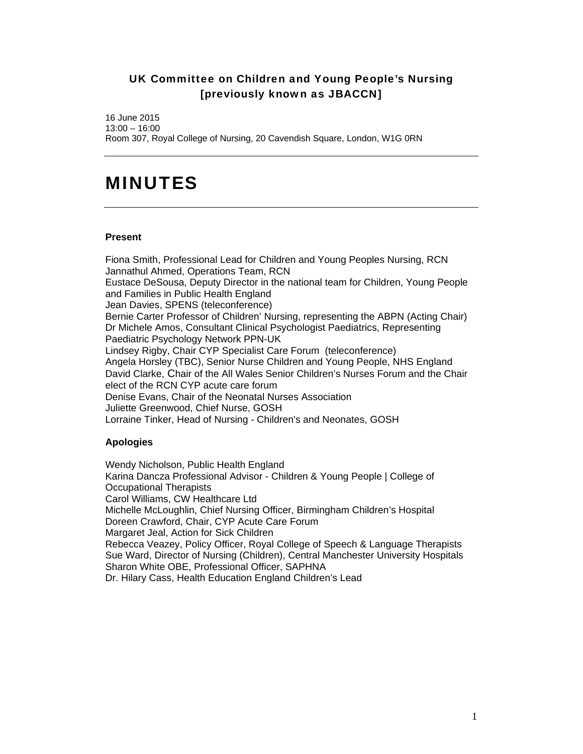## UK Committee on Children and Young People's Nursing [previously known as JBACCN]

16 June 2015
13:00 – 16:00
Room 307, Royal College of Nursing, 20 Cavendish Square, London, W1G 0RN

---

# MINUTES

---

**Present**

Fiona Smith, Professional Lead for Children and Young Peoples Nursing, RCN
Jannathul Ahmed, Operations Team, RCN
Eustace DeSousa, Deputy Director in the national team for Children, Young People and Families in Public Health England
Jean Davies, SPENS (teleconference)
Bernie Carter Professor of Children' Nursing, representing the ABPN (Acting Chair)
Dr Michele Amos, Consultant Clinical Psychologist Paediatrics, Representing Paediatric Psychology Network PPN-UK
Lindsey Rigby, Chair CYP Specialist Care Forum (teleconference)
Angela Horsley (TBC), Senior Nurse Children and Young People, NHS England
David Clarke, Chair of the All Wales Senior Children's Nurses Forum and the Chair elect of the RCN CYP acute care forum
Denise Evans, Chair of the Neonatal Nurses Association
Juliette Greenwood, Chief Nurse, GOSH
Lorraine Tinker, Head of Nursing - Children's and Neonates, GOSH

**Apologies**

Wendy Nicholson, Public Health England
Karina Dancza Professional Advisor - Children & Young People | College of Occupational Therapists
Carol Williams, CW Healthcare Ltd
Michelle McLoughlin, Chief Nursing Officer, Birmingham Children's Hospital
Doreen Crawford, Chair, CYP Acute Care Forum
Margaret Jeal, Action for Sick Children
Rebecca Veazey, Policy Officer, Royal College of Speech & Language Therapists
Sue Ward, Director of Nursing (Children), Central Manchester University Hospitals
Sharon White OBE, Professional Officer, SAPHNA
Dr. Hilary Cass, Health Education England Children's Lead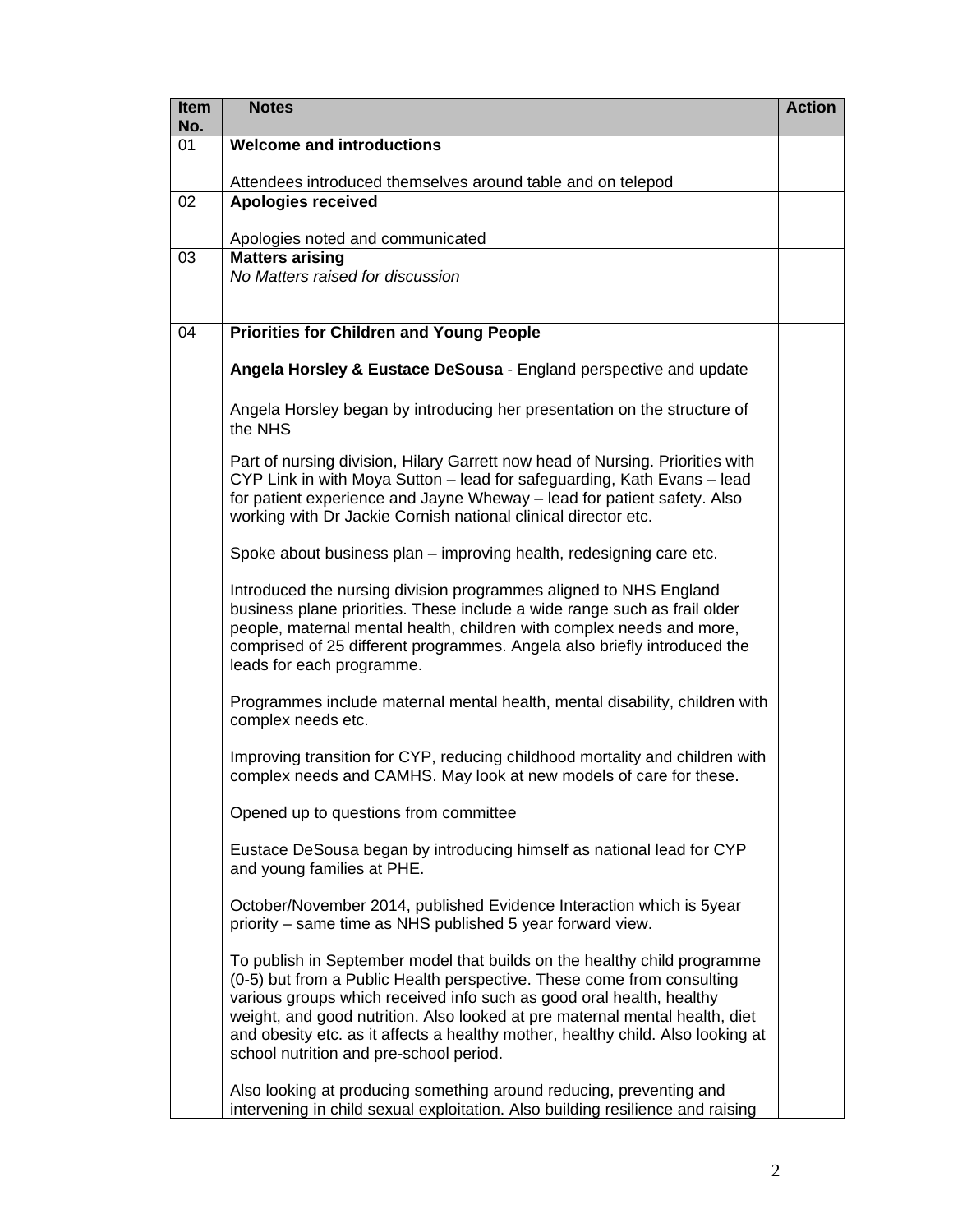| Item No. | Notes | Action |
|---|---|---|
| 01 | **Welcome and introductions**<br><br>Attendees introduced themselves around table and on telepod | |
| 02 | **Apologies received**<br><br>Apologies noted and communicated | |
| 03 | **Matters arising**<br>*No Matters raised for discussion* | |
| 04 | **Priorities for Children and Young People**<br><br>**Angela Horsley & Eustace DeSousa** - England perspective and update<br><br>Angela Horsley began by introducing her presentation on the structure of the NHS<br><br>Part of nursing division, Hilary Garrett now head of Nursing. Priorities with CYP Link in with Moya Sutton – lead for safeguarding, Kath Evans – lead for patient experience and Jayne Wheway – lead for patient safety. Also working with Dr Jackie Cornish national clinical director etc.<br><br>Spoke about business plan – improving health, redesigning care etc.<br><br>Introduced the nursing division programmes aligned to NHS England business plane priorities. These include a wide range such as frail older people, maternal mental health, children with complex needs and more, comprised of 25 different programmes. Angela also briefly introduced the leads for each programme.<br><br>Programmes include maternal mental health, mental disability, children with complex needs etc.<br><br>Improving transition for CYP, reducing childhood mortality and children with complex needs and CAMHS. May look at new models of care for these.<br><br>Opened up to questions from committee<br><br>Eustace DeSousa began by introducing himself as national lead for CYP and young families at PHE.<br><br>October/November 2014, published Evidence Interaction which is 5year priority – same time as NHS published 5 year forward view.<br><br>To publish in September model that builds on the healthy child programme (0-5) but from a Public Health perspective. These come from consulting various groups which received info such as good oral health, healthy weight, and good nutrition. Also looked at pre maternal mental health, diet and obesity etc. as it affects a healthy mother, healthy child. Also looking at school nutrition and pre-school period.<br><br>Also looking at producing something around reducing, preventing and intervening in child sexual exploitation. Also building resilience and raising | |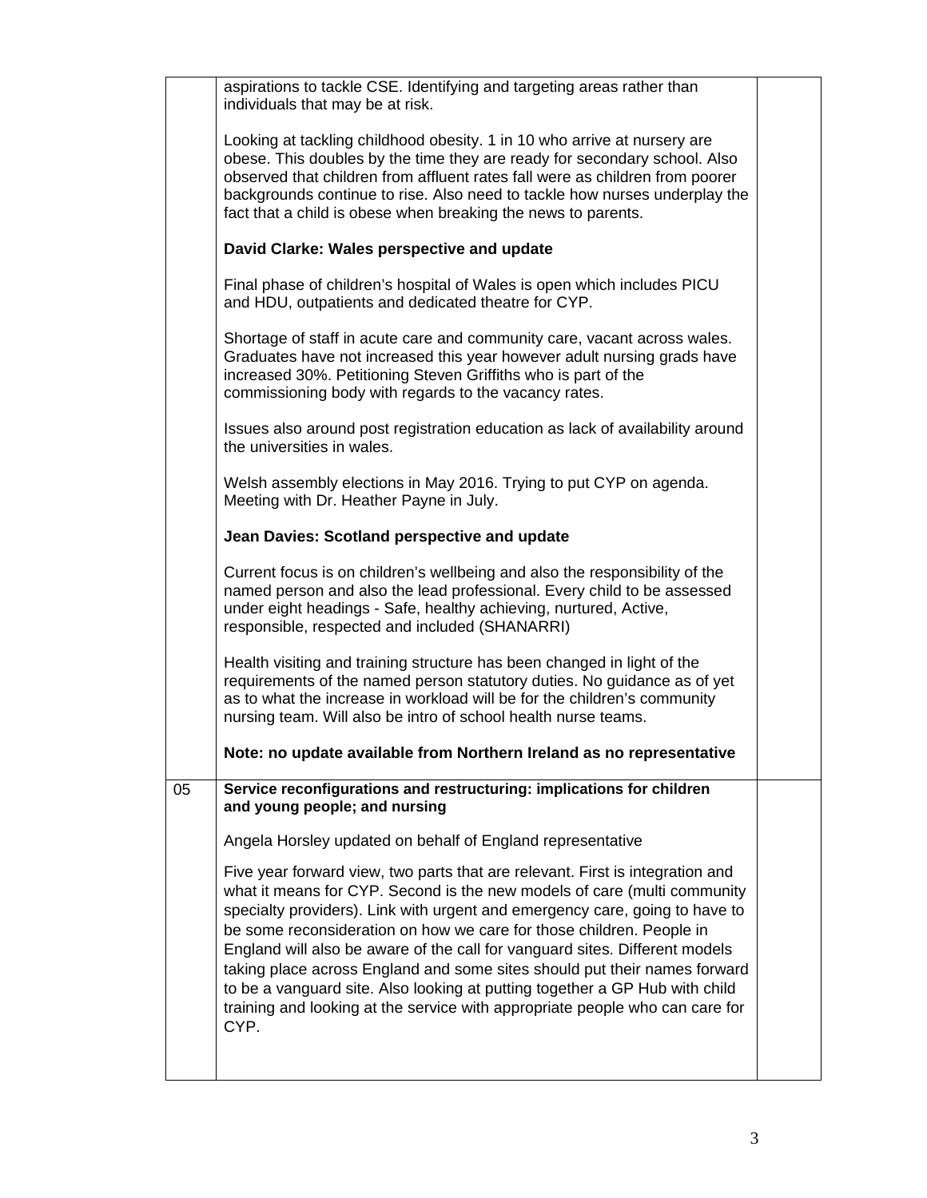| | | |
|---|---|---|
| | aspirations to tackle CSE. Identifying and targeting areas rather than individuals that may be at risk.<br><br>Looking at tackling childhood obesity. 1 in 10 who arrive at nursery are obese. This doubles by the time they are ready for secondary school. Also observed that children from affluent rates fall were as children from poorer backgrounds continue to rise. Also need to tackle how nurses underplay the fact that a child is obese when breaking the news to parents.<br><br>**David Clarke: Wales perspective and update**<br><br>Final phase of children's hospital of Wales is open which includes PICU and HDU, outpatients and dedicated theatre for CYP.<br><br>Shortage of staff in acute care and community care, vacant across wales. Graduates have not increased this year however adult nursing grads have increased 30%. Petitioning Steven Griffiths who is part of the commissioning body with regards to the vacancy rates.<br><br>Issues also around post registration education as lack of availability around the universities in wales.<br><br>Welsh assembly elections in May 2016. Trying to put CYP on agenda. Meeting with Dr. Heather Payne in July.<br><br>**Jean Davies: Scotland perspective and update**<br><br>Current focus is on children's wellbeing and also the responsibility of the named person and also the lead professional. Every child to be assessed under eight headings - Safe, healthy achieving, nurtured, Active, responsible, respected and included (SHANARRI)<br><br>Health visiting and training structure has been changed in light of the requirements of the named person statutory duties. No guidance as of yet as to what the increase in workload will be for the children's community nursing team. Will also be intro of school health nurse teams.<br><br>**Note: no update available from Northern Ireland as no representative** | |
| 05 | **Service reconfigurations and restructuring: implications for children and young people; and nursing**<br><br>Angela Horsley updated on behalf of England representative<br><br>Five year forward view, two parts that are relevant. First is integration and what it means for CYP. Second is the new models of care (multi community specialty providers). Link with urgent and emergency care, going to have to be some reconsideration on how we care for those children. People in England will also be aware of the call for vanguard sites. Different models taking place across England and some sites should put their names forward to be a vanguard site. Also looking at putting together a GP Hub with child training and looking at the service with appropriate people who can care for CYP. | |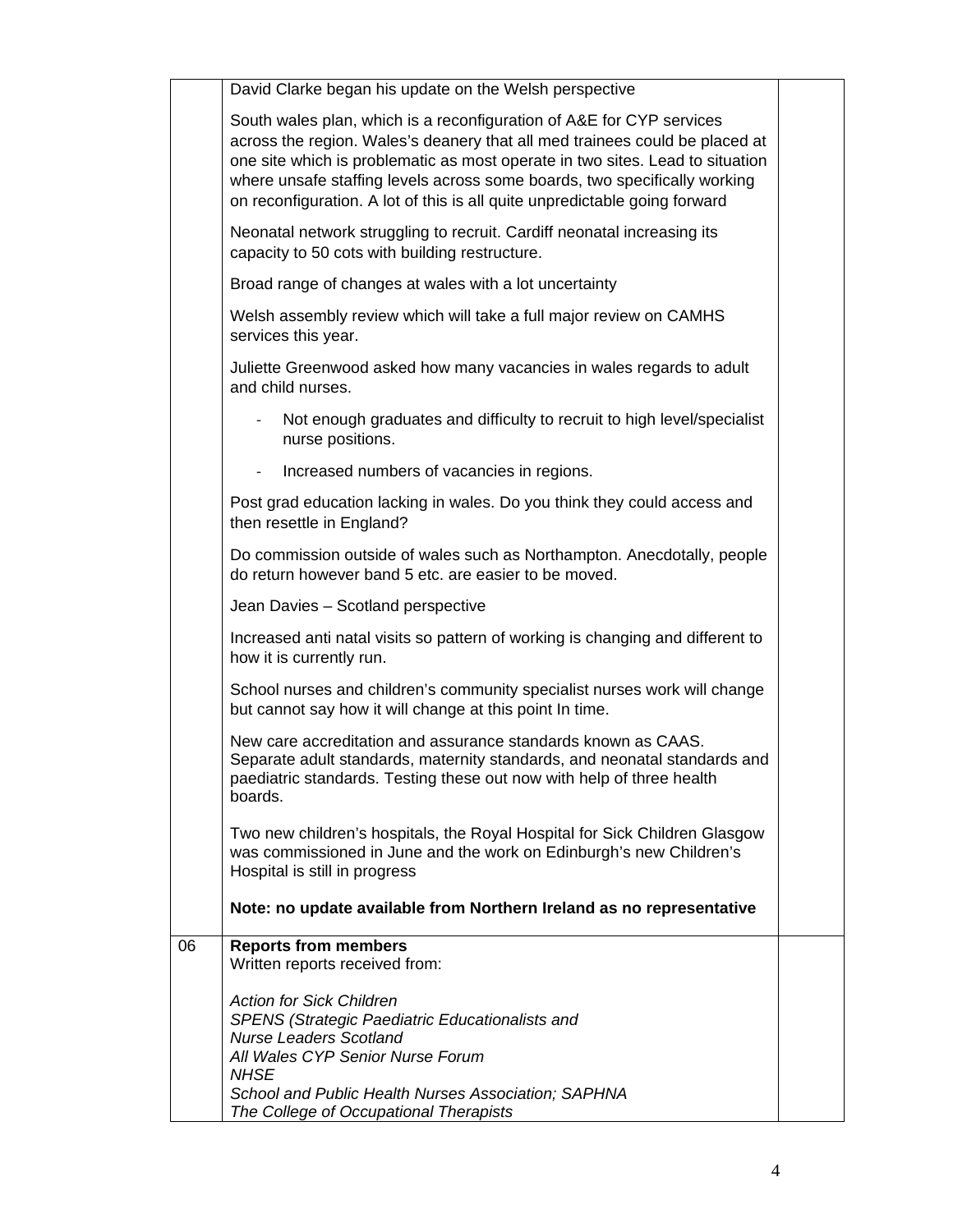| | | |
|---|---|---|
| | David Clarke began his update on the Welsh perspective<br><br>South wales plan, which is a reconfiguration of A&E for CYP services across the region. Wales's deanery that all med trainees could be placed at one site which is problematic as most operate in two sites. Lead to situation where unsafe staffing levels across some boards, two specifically working on reconfiguration. A lot of this is all quite unpredictable going forward<br><br>Neonatal network struggling to recruit. Cardiff neonatal increasing its capacity to 50 cots with building restructure.<br><br>Broad range of changes at wales with a lot uncertainty<br><br>Welsh assembly review which will take a full major review on CAMHS services this year.<br><br>Juliette Greenwood asked how many vacancies in wales regards to adult and child nurses.<br><br>- Not enough graduates and difficulty to recruit to high level/specialist nurse positions.<br>- Increased numbers of vacancies in regions.<br><br>Post grad education lacking in wales. Do you think they could access and then resettle in England?<br><br>Do commission outside of wales such as Northampton. Anecdotally, people do return however band 5 etc. are easier to be moved.<br><br>Jean Davies – Scotland perspective<br><br>Increased anti natal visits so pattern of working is changing and different to how it is currently run.<br><br>School nurses and children's community specialist nurses work will change but cannot say how it will change at this point In time.<br><br>New care accreditation and assurance standards known as CAAS. Separate adult standards, maternity standards, and neonatal standards and paediatric standards. Testing these out now with help of three health boards.<br><br>Two new children's hospitals, the Royal Hospital for Sick Children Glasgow was commissioned in June and the work on Edinburgh's new Children's Hospital is still in progress<br><br>**Note: no update available from Northern Ireland as no representative** | |
| 06 | **Reports from members**<br>Written reports received from:<br><br>*Action for Sick Children*<br>*SPENS (Strategic Paediatric Educationalists and*<br>*Nurse Leaders Scotland*<br>*All Wales CYP Senior Nurse Forum*<br>*NHSE*<br>*School and Public Health Nurses Association; SAPHNA*<br>*The College of Occupational Therapists* | |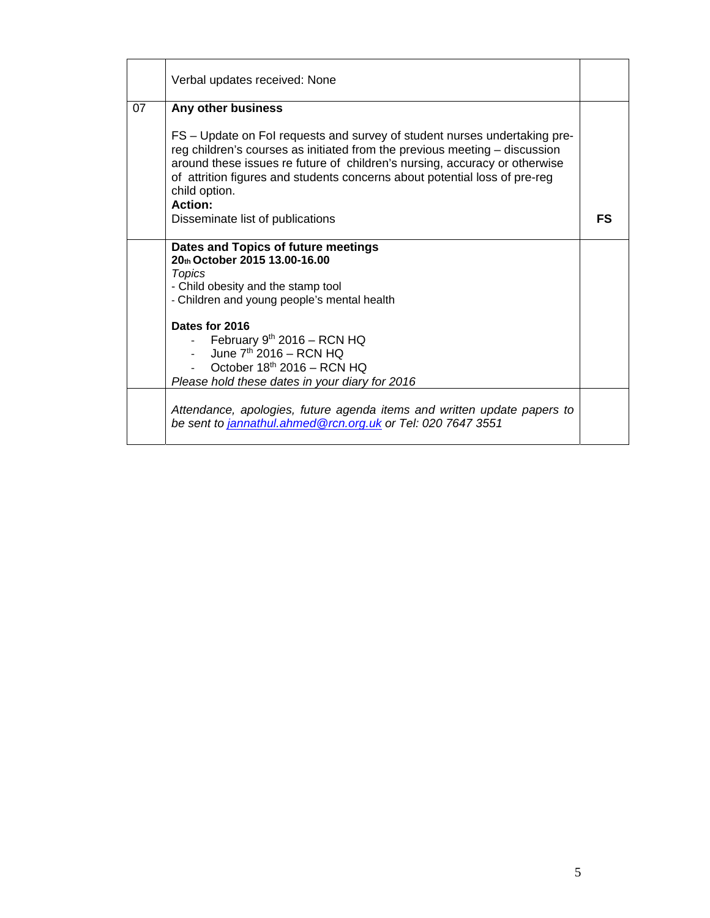| | | |
|---|---|---|
| | Verbal updates received: None | |
| 07 | **Any other business**<br><br>FS – Update on FoI requests and survey of student nurses undertaking pre-reg children's courses as initiated from the previous meeting – discussion around these issues re future of children's nursing, accuracy or otherwise of attrition figures and students concerns about potential loss of pre-reg child option.<br>**Action:**<br>Disseminate list of publications | **FS** |
| | **Dates and Topics of future meetings**<br>**20th October 2015 13.00-16.00**<br>*Topics*<br>- Child obesity and the stamp tool<br>- Children and young people's mental health<br><br>**Dates for 2016**<br>- February 9th 2016 – RCN HQ<br>- June 7th 2016 – RCN HQ<br>- October 18th 2016 – RCN HQ<br>*Please hold these dates in your diary for 2016* | |
| | *Attendance, apologies, future agenda items and written update papers to be sent to jannathul.ahmed@rcn.org.uk or Tel: 020 7647 3551* | |